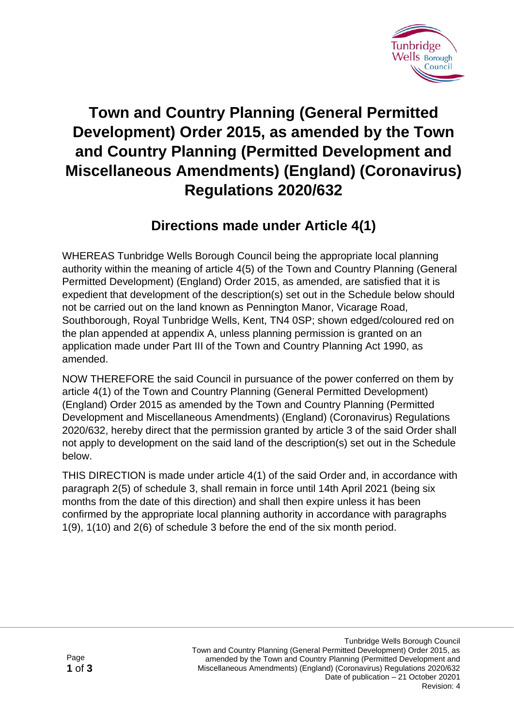# Town and Country Planning (General Permitted Development) Order 2015, as amended by the Town and Country Planning (Permitted Development and Miscellaneous Amendments) (England) (Coronavirus) Regulations 2020/632

## Directions made under Article 4(1)

WHEREAS Tunbridge Wells Borough Council being the appropriate local planning authority within the meaning of article 4(5) of the Town and Country Planning (General Permitted Development) (England) Order 2015, as amended, are satisfied that it is expedient that development of the description(s) set out in the Schedule below should not be carried out on the land known as Pennington Manor, Vicarage Road, Southborough, Royal Tunbridge Wells, Kent, TN4 0SP; shown edged/coloured red on the plan appended at appendix A, unless planning permission is granted on an application made under Part III of the Town and Country Planning Act 1990, as amended.

NOW THEREFORE the said Council in pursuance of the power conferred on them by article 4(1) of the Town and Country Planning (General Permitted Development) (England) Order 2015 as amended by the Town and Country Planning (Permitted Development and Miscellaneous Amendments) (England) (Coronavirus) Regulations 2020/632, hereby direct that the permission granted by article 3 of the said Order shall not apply to development on the said land of the description(s) set out in the Schedule below.

THIS DIRECTION is made under article 4(1) of the said Order and, in accordance with paragraph 2(5) of schedule 3, shall remain in force until 14th April 2021 (being six months from the date of this direction) and shall then expire unless it has been confirmed by the appropriate local planning authority in accordance with paragraphs 1(9), 1(10) and 2(6) of schedule 3 before the end of the six month period.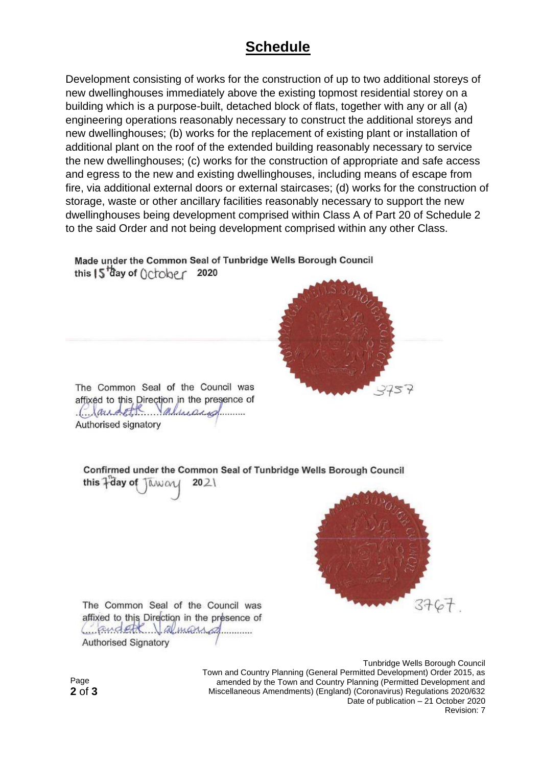# Schedule

Development consisting of works for the construction of up to two additional storeys of new dwellinghouses immediately above the existing topmost residential storey on a building which is a purpose-built, detached block of flats, together with any or all (a) engineering operations reasonably necessary to construct the additional storeys and new dwellinghouses; (b) works for the replacement of existing plant or installation of additional plant on the roof of the extended building reasonably necessary to service the new dwellinghouses; (c) works for the construction of appropriate and safe access and egress to the new and existing dwellinghouses, including means of escape from fire, via additional external doors or external staircases; (d) works for the construction of storage, waste or other ancillary facilities reasonably necessary to support the new dwellinghouses being development comprised within Class A of Part 20 of Schedule 2 to the said Order and not being development comprised within any other Class.

**Made under the Common Seal of Tunbridge Wells Borough Council this 15th day of October 2020**

3757

The Common Seal of the Council was affixed to this Direction in the presence of

Claudette Valmond

Authorised signatory

**Confirmed under the Common Seal of Tunbridge Wells Borough Council this 7th day of January 2021**

3767.

The Common Seal of the Council was affixed to this Direction in the presence of

Claudette Valmond

Authorised Signatory

Tunbridge Wells Borough Council
Town and Country Planning (General Permitted Development) Order 2015, as amended by the Town and Country Planning (Permitted Development and Miscellaneous Amendments) (England) (Coronavirus) Regulations 2020/632
Date of publication – 21 October 2020
Revision: 7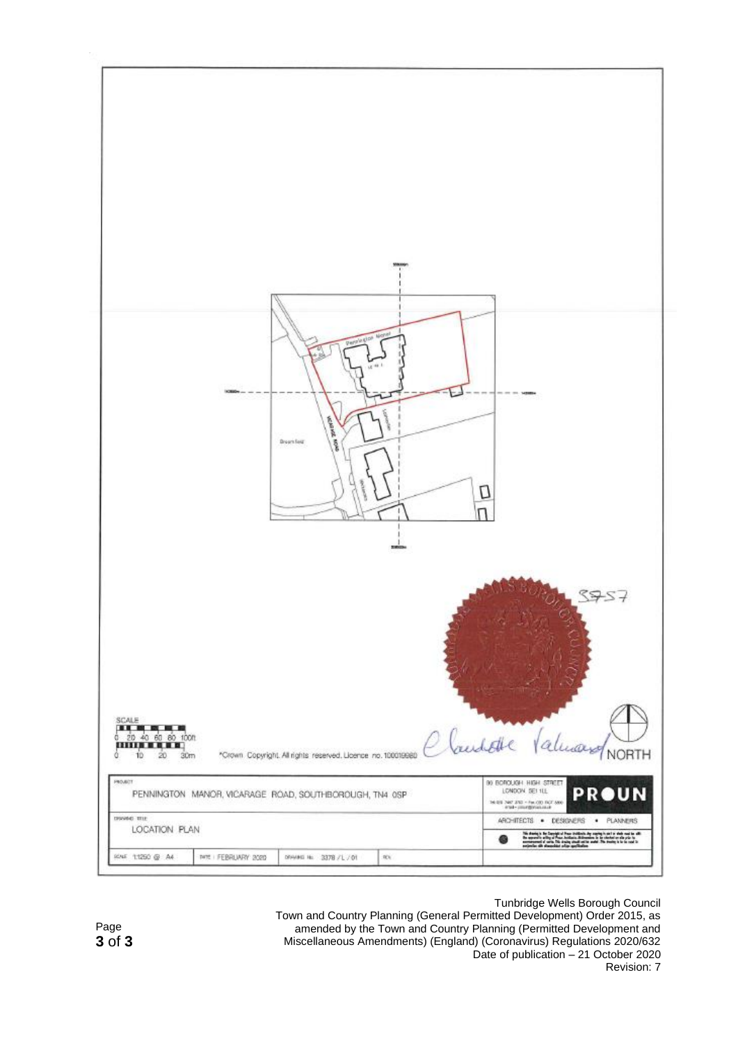SCALE

0 20 40 60 80 100ft

0 10 20 30m

*Crown Copyright. All rights reserved. Licence no. 100019980

NORTH

3757

| | |
|---|---|
| PROJECT<br>PENNINGTON MANOR, VICARAGE ROAD, SOUTHBOROUGH, TN4 0SP | 90 BOROUGH HIGH STREET<br>LONDON SE1 1LL<br>PROUN |
| DRAWING TITLE<br>LOCATION PLAN | ARCHITECTS • DESIGNERS • PLANNERS |
| SCALE 1:1250 @ A4 — DATE : FEBRUARY 2020 — DRAWING No. 3378 / L / 01 — REV | |

Tunbridge Wells Borough Council
Town and Country Planning (General Permitted Development) Order 2015, as amended by the Town and Country Planning (Permitted Development and Miscellaneous Amendments) (England) (Coronavirus) Regulations 2020/632
Date of publication – 21 October 2020
Revision: 7